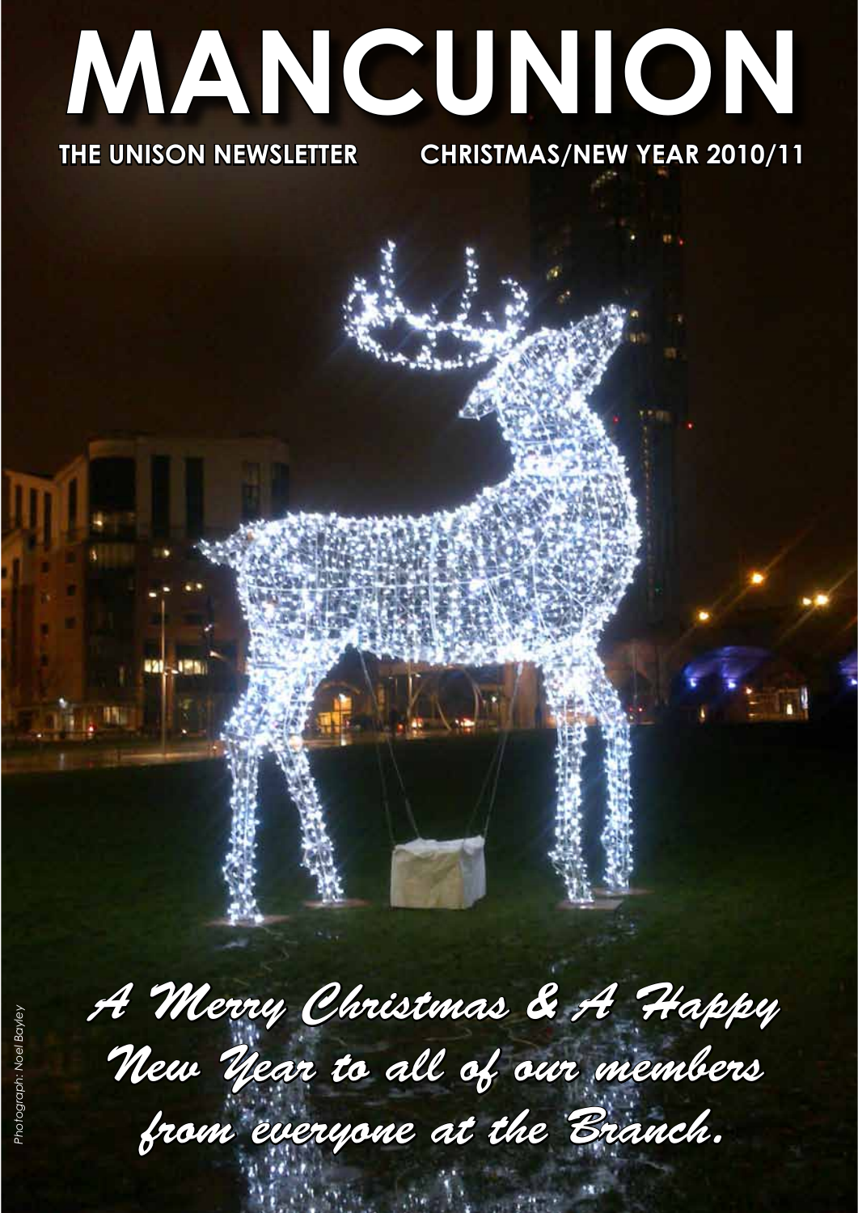# MANCUNION

**THE UNISON NEWSLETTER** **CHRISTMAS/NEW YEAR 2010/11**

*A Merry Christmas & A Happy New Year to all of our members from everyone at the Branch.*

*Photograph: Noel Bayley*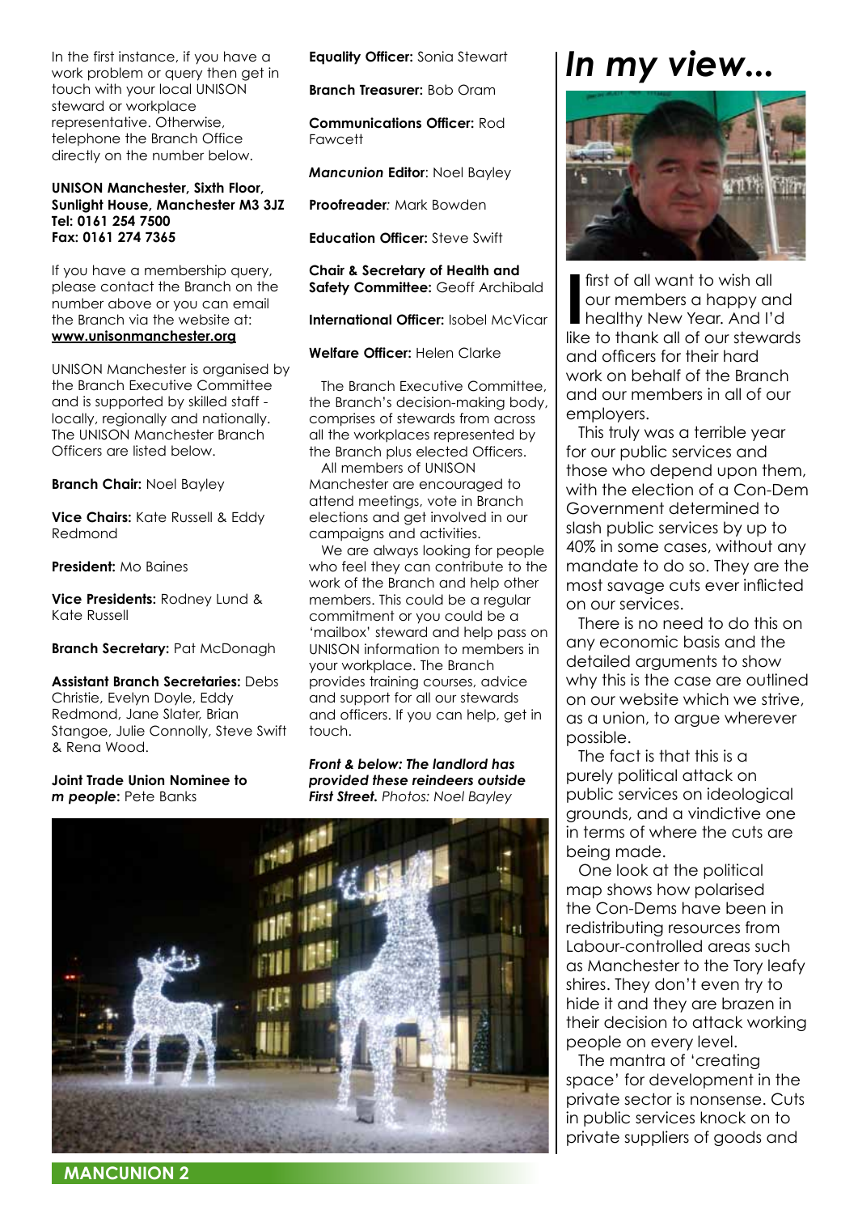In the first instance, if you have a work problem or query then get in touch with your local UNISON steward or workplace representative. Otherwise, telephone the Branch Office directly on the number below.

**UNISON Manchester, Sixth Floor, Sunlight House, Manchester M3 3JZ**
**Tel: 0161 254 7500**
**Fax: 0161 274 7365**

If you have a membership query, please contact the Branch on the number above or you can email the Branch via the website at: **www.unisonmanchester.org**

UNISON Manchester is organised by the Branch Executive Committee and is supported by skilled staff - locally, regionally and nationally. The UNISON Manchester Branch Officers are listed below.

**Branch Chair:** Noel Bayley

**Vice Chairs:** Kate Russell & Eddy Redmond

**President:** Mo Baines

**Vice Presidents:** Rodney Lund & Kate Russell

**Branch Secretary:** Pat McDonagh

**Assistant Branch Secretaries:** Debs Christie, Evelyn Doyle, Eddy Redmond, Jane Slater, Brian Stangoe, Julie Connolly, Steve Swift & Rena Wood.

**Joint Trade Union Nominee to *m people*:** Pete Banks

**Equality Officer:** Sonia Stewart

**Branch Treasurer:** Bob Oram

**Communications Officer:** Rod Fawcett

***Mancunion* Editor**: Noel Bayley

**Proofreader**: Mark Bowden

**Education Officer:** Steve Swift

**Chair & Secretary of Health and Safety Committee:** Geoff Archibald

**International Officer:** Isobel McVicar

**Welfare Officer:** Helen Clarke

The Branch Executive Committee, the Branch's decision-making body, comprises of stewards from across all the workplaces represented by the Branch plus elected Officers.

All members of UNISON Manchester are encouraged to attend meetings, vote in Branch elections and get involved in our campaigns and activities.

We are always looking for people who feel they can contribute to the work of the Branch and help other members. This could be a regular commitment or you could be a 'mailbox' steward and help pass on UNISON information to members in your workplace. The Branch provides training courses, advice and support for all our stewards and officers. If you can help, get in touch.

***Front & below: The landlord has provided these reindeers outside First Street.*** *Photos: Noel Bayley*

# In my view...

I first of all want to wish all our members a happy and healthy New Year. And I'd like to thank all of our stewards and officers for their hard work on behalf of the Branch and our members in all of our employers.

This truly was a terrible year for our public services and those who depend upon them, with the election of a Con-Dem Government determined to slash public services by up to 40% in some cases, without any mandate to do so. They are the most savage cuts ever inflicted on our services.

There is no need to do this on any economic basis and the detailed arguments to show why this is the case are outlined on our website which we strive, as a union, to argue wherever possible.

The fact is that this is a purely political attack on public services on ideological grounds, and a vindictive one in terms of where the cuts are being made.

One look at the political map shows how polarised the Con-Dems have been in redistributing resources from Labour-controlled areas such as Manchester to the Tory leafy shires. They don't even try to hide it and they are brazen in their decision to attack working people on every level.

The mantra of 'creating space' for development in the private sector is nonsense. Cuts in public services knock on to private suppliers of goods and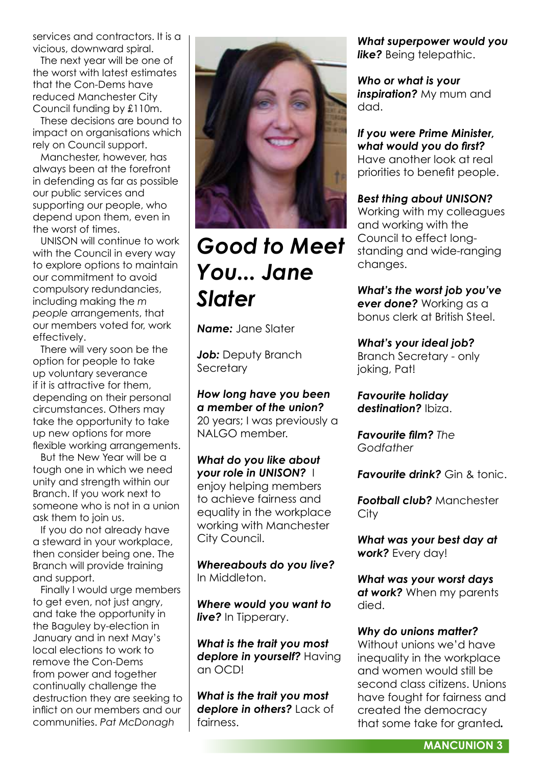services and contractors. It is a vicious, downward spiral.

The next year will be one of the worst with latest estimates that the Con-Dems have reduced Manchester City Council funding by £110m.

These decisions are bound to impact on organisations which rely on Council support.

Manchester, however, has always been at the forefront in defending as far as possible our public services and supporting our people, who depend upon them, even in the worst of times.

UNISON will continue to work with the Council in every way to explore options to maintain our commitment to avoid compulsory redundancies, including making the *m people* arrangements, that our members voted for, work effectively.

There will very soon be the option for people to take up voluntary severance if it is attractive for them, depending on their personal circumstances. Others may take the opportunity to take up new options for more flexible working arrangements.

But the New Year will be a tough one in which we need unity and strength within our Branch. If you work next to someone who is not in a union ask them to join us.

If you do not already have a steward in your workplace, then consider being one. The Branch will provide training and support.

Finally I would urge members to get even, not just angry, and take the opportunity in the Baguley by-election in January and in next May's local elections to work to remove the Con-Dems from power and together continually challenge the destruction they are seeking to inflict on our members and our communities. *Pat McDonagh*

# Good to Meet You... Jane Slater

***Name:*** Jane Slater

***Job:*** Deputy Branch Secretary

***How long have you been a member of the union?*** 20 years; I was previously a NALGO member.

***What do you like about your role in UNISON?*** I enjoy helping members to achieve fairness and equality in the workplace working with Manchester City Council.

***Whereabouts do you live?*** In Middleton.

***Where would you want to live?*** In Tipperary.

***What is the trait you most deplore in yourself?*** Having an OCD!

***What is the trait you most deplore in others?*** Lack of fairness.

***What superpower would you like?*** Being telepathic.

***Who or what is your inspiration?*** My mum and dad.

***If you were Prime Minister, what would you do first?*** Have another look at real priorities to benefit people.

***Best thing about UNISON?*** Working with my colleagues and working with the Council to effect long-standing and wide-ranging changes.

***What's the worst job you've ever done?*** Working as a bonus clerk at British Steel.

***What's your ideal job?*** Branch Secretary - only joking, Pat!

***Favourite holiday destination?*** Ibiza.

***Favourite film?*** *The Godfather*

***Favourite drink?*** Gin & tonic.

***Football club?*** Manchester City

***What was your best day at work?*** Every day!

***What was your worst days at work?*** When my parents died.

***Why do unions matter?*** Without unions we'd have inequality in the workplace and women would still be second class citizens. Unions have fought for fairness and created the democracy that some take for granted**.**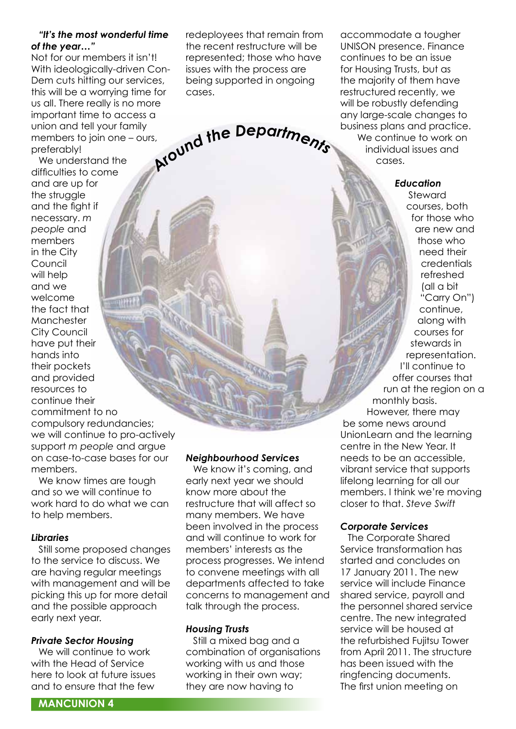## Around the Departments

***"It's the most wonderful time of the year…"***

Not for our members it isn't! With ideologically-driven Con-Dem cuts hitting our services, this will be a worrying time for us all. There really is no more important time to access a union and tell your family members to join one – ours, preferably!

We understand the difficulties to come and are up for the struggle and the fight if necessary. *m people* and members in the City Council will help and we welcome the fact that Manchester City Council have put their hands into their pockets and provided resources to continue their commitment to no compulsory redundancies; we will continue to pro-actively support *m people* and argue on case-to-case bases for our members.

We know times are tough and so we will continue to work hard to do what we can to help members.

***Libraries***

Still some proposed changes to the service to discuss. We are having regular meetings with management and will be picking this up for more detail and the possible approach early next year.

***Private Sector Housing***

We will continue to work with the Head of Service here to look at future issues and to ensure that the few redeployees that remain from the recent restructure will be represented; those who have issues with the process are being supported in ongoing cases.

***Neighbourhood Services***

We know it's coming, and early next year we should know more about the restructure that will affect so many members. We have been involved in the process and will continue to work for members' interests as the process progresses. We intend to convene meetings with all departments affected to take concerns to management and talk through the process.

***Housing Trusts***

Still a mixed bag and a combination of organisations working with us and those working in their own way; they are now having to accommodate a tougher UNISON presence. Finance continues to be an issue for Housing Trusts, but as the majority of them have restructured recently, we will be robustly defending any large-scale changes to business plans and practice.

We continue to work on individual issues and cases.

***Education***

Steward courses, both for those who are new and those who need their credentials refreshed (all a bit "Carry On") continue, along with courses for stewards in representation. I'll continue to offer courses that run at the region on a monthly basis.

However, there may be some news around UnionLearn and the learning centre in the New Year. It needs to be an accessible, vibrant service that supports lifelong learning for all our members. I think we're moving closer to that. *Steve Swift*

***Corporate Services***

The Corporate Shared Service transformation has started and concludes on 17 January 2011. The new service will include Finance shared service, payroll and the personnel shared service centre. The new integrated service will be housed at the refurbished Fujitsu Tower from April 2011. The structure has been issued with the ringfencing documents. The first union meeting on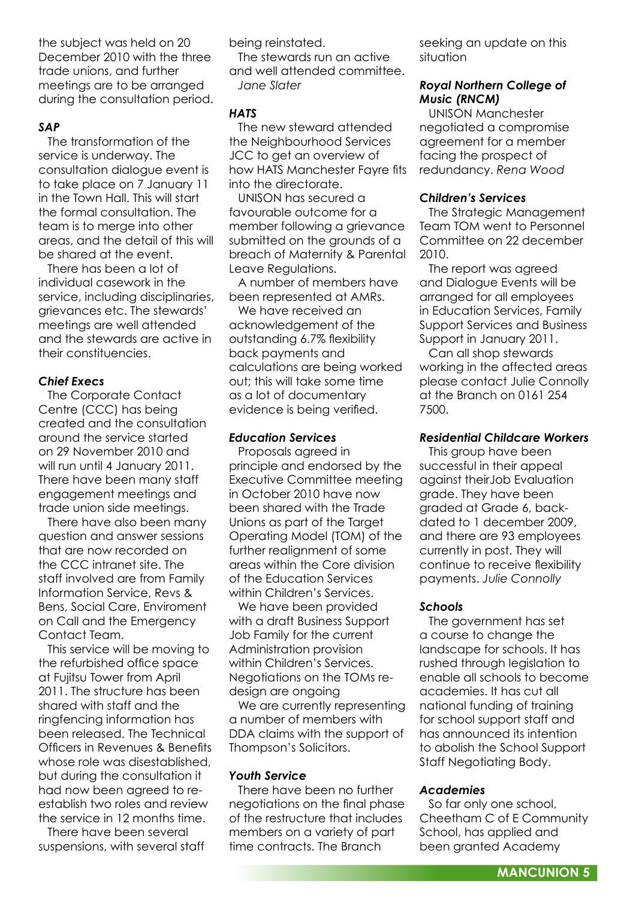the subject was held on 20 December 2010 with the three trade unions, and further meetings are to be arranged during the consultation period.

### *SAP*

The transformation of the service is underway. The consultation dialogue event is to take place on 7 January 11 in the Town Hall. This will start the formal consultation. The team is to merge into other areas, and the detail of this will be shared at the event.

There has been a lot of individual casework in the service, including disciplinaries, grievances etc. The stewards' meetings are well attended and the stewards are active in their constituencies.

### *Chief Execs*

The Corporate Contact Centre (CCC) has being created and the consultation around the service started on 29 November 2010 and will run until 4 January 2011. There have been many staff engagement meetings and trade union side meetings.

There have also been many question and answer sessions that are now recorded on the CCC intranet site. The staff involved are from Family Information Service, Revs & Bens, Social Care, Enviroment on Call and the Emergency Contact Team.

This service will be moving to the refurbished office space at Fujitsu Tower from April 2011. The structure has been shared with staff and the ringfencing information has been released. The Technical Officers in Revenues & Benefits whose role was disestablished, but during the consultation it had now been agreed to re-establish two roles and review the service in 12 months time.

There have been several suspensions, with several staff being reinstated.

The stewards run an active and well attended committee. *Jane Slater*

### *HATS*

The new steward attended the Neighbourhood Services JCC to get an overview of how HATS Manchester Fayre fits into the directorate.

UNISON has secured a favourable outcome for a member following a grievance submitted on the grounds of a breach of Maternity & Parental Leave Regulations.

A number of members have been represented at AMRs.

We have received an acknowledgement of the outstanding 6.7% flexibility back payments and calculations are being worked out; this will take some time as a lot of documentary evidence is being verified.

### *Education Services*

Proposals agreed in principle and endorsed by the Executive Committee meeting in October 2010 have now been shared with the Trade Unions as part of the Target Operating Model (TOM) of the further realignment of some areas within the Core division of the Education Services within Children's Services.

We have been provided with a draft Business Support Job Family for the current Administration provision within Children's Services. Negotiations on the TOMs re-design are ongoing

We are currently representing a number of members with DDA claims with the support of Thompson's Solicitors.

### *Youth Service*

There have been no further negotiations on the final phase of the restructure that includes members on a variety of part time contracts. The Branch seeking an update on this situation

### *Royal Northern College of Music (RNCM)*

UNISON Manchester negotiated a compromise agreement for a member facing the prospect of redundancy. *Rena Wood*

### *Children's Services*

The Strategic Management Team TOM went to Personnel Committee on 22 december 2010.

The report was agreed and Dialogue Events will be arranged for all employees in Education Services, Family Support Services and Business Support in January 2011.

Can all shop stewards working in the affected areas please contact Julie Connolly at the Branch on 0161 254 7500.

### *Residential Childcare Workers*

This group have been successful in their appeal against theirJob Evaluation grade. They have been graded at Grade 6, back-dated to 1 december 2009, and there are 93 employees currently in post. They will continue to receive flexibility payments. *Julie Connolly*

### *Schools*

The government has set a course to change the landscape for schools. It has rushed through legislation to enable all schools to become academies. It has cut all national funding of training for school support staff and has announced its intention to abolish the School Support Staff Negotiating Body.

### *Academies*

So far only one school, Cheetham C of E Community School, has applied and been granted Academy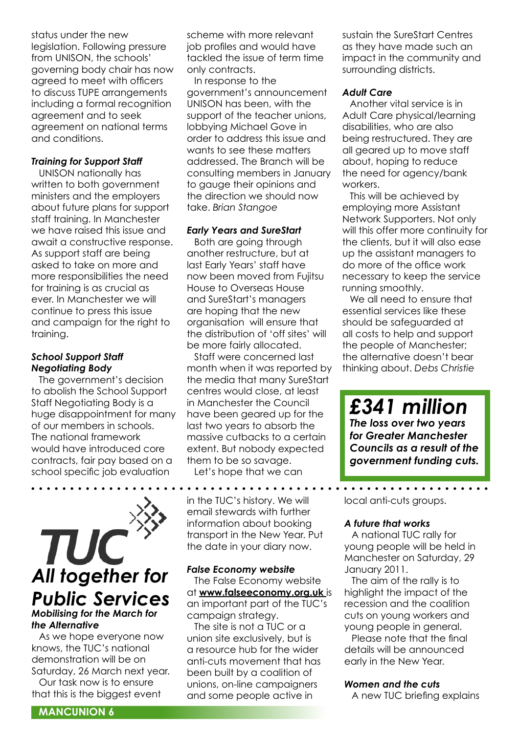status under the new legislation. Following pressure from UNISON, the schools' governing body chair has now agreed to meet with officers to discuss TUPE arrangements including a formal recognition agreement and to seek agreement on national terms and conditions.

***Training for Support Staff***

UNISON nationally has written to both government ministers and the employers about future plans for support staff training. In Manchester we have raised this issue and await a constructive response. As support staff are being asked to take on more and more responsibilities the need for training is as crucial as ever. In Manchester we will continue to press this issue and campaign for the right to training.

***School Support Staff Negotiating Body***

The government's decision to abolish the School Support Staff Negotiating Body is a huge disappointment for many of our members in schools. The national framework would have introduced core contracts, fair pay based on a school specific job evaluation scheme with more relevant job profiles and would have tackled the issue of term time only contracts.

In response to the government's announcement UNISON has been, with the support of the teacher unions, lobbying Michael Gove in order to address this issue and wants to see these matters addressed. The Branch will be consulting members in January to gauge their opinions and the direction we should now take. *Brian Stangoe*

***Early Years and SureStart***

Both are going through another restructure, but at last Early Years' staff have now been moved from Fujitsu House to Overseas House and SureStart's managers are hoping that the new organisation will ensure that the distribution of 'off sites' will be more fairly allocated.

Staff were concerned last month when it was reported by the media that many SureStart centres would close, at least in Manchester the Council have been geared up for the last two years to absorb the massive cutbacks to a certain extent. But nobody expected them to be so savage.

Let's hope that we can sustain the SureStart Centres as they have made such an impact in the community and surrounding districts.

***Adult Care***

Another vital service is in Adult Care physical/learning disabilities, who are also being restructured. They are all geared up to move staff about, hoping to reduce the need for agency/bank workers.

This will be achieved by employing more Assistant Network Supporters. Not only will this offer more continuity for the clients, but it will also ease up the assistant managers to do more of the office work necessary to keep the service running smoothly.

We all need to ensure that essential services like these should be safeguarded at all costs to help and support the people of Manchester; the alternative doesn't bear thinking about. *Debs Christie*

> ***£341 million***
> ***The loss over two years for Greater Manchester Councils as a result of the government funding cuts.***

# TUC

## *All together for Public Services*

***Mobilising for the March for the Alternative***

As we hope everyone now knows, the TUC's national demonstration will be on Saturday, 26 March next year.

Our task now is to ensure that this is the biggest event in the TUC's history. We will email stewards with further information about booking transport in the New Year. Put the date in your diary now.

***False Economy website***

The False Economy website at **www.falseeconomy.org.uk** is an important part of the TUC's campaign strategy.

The site is not a TUC or a union site exclusively, but is a resource hub for the wider anti-cuts movement that has been built by a coalition of unions, on-line campaigners and some people active in local anti-cuts groups.

***A future that works***

A national TUC rally for young people will be held in Manchester on Saturday, 29 January 2011.

The aim of the rally is to highlight the impact of the recession and the coalition cuts on young workers and young people in general.

Please note that the final details will be announced early in the New Year.

***Women and the cuts***

A new TUC briefing explains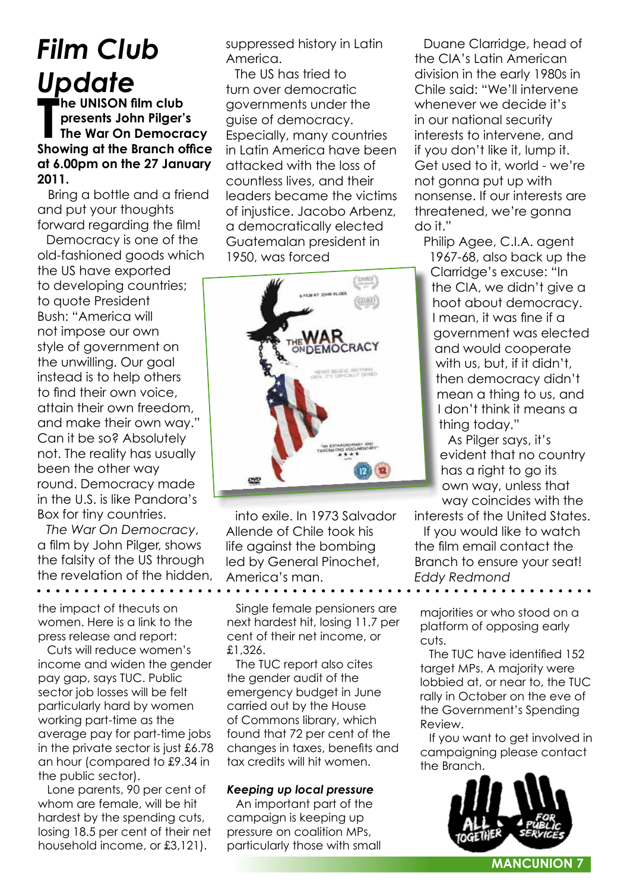# Film Club Update

**The UNISON film club presents John Pilger's The War On Democracy Showing at the Branch office at 6.00pm on the 27 January 2011.**

Bring a bottle and a friend and put your thoughts forward regarding the film!

Democracy is one of the old-fashioned goods which the US have exported to developing countries; to quote President Bush: "America will not impose our own style of government on the unwilling. Our goal instead is to help others to find their own voice, attain their own freedom, and make their own way." Can it be so? Absolutely not. The reality has usually been the other way round. Democracy made in the U.S. is like Pandora's Box for tiny countries.

*The War On Democracy*, a film by John Pilger, shows the falsity of the US through the revelation of the hidden, suppressed history in Latin America.

The US has tried to turn over democratic governments under the guise of democracy. Especially, many countries in Latin America have been attacked with the loss of countless lives, and their leaders became the victims of injustice. Jacobo Arbenz, a democratically elected Guatemalan president in 1950, was forced into exile. In 1973 Salvador Allende of Chile took his life against the bombing led by General Pinochet, America's man.

Duane Clarridge, head of the CIA's Latin American division in the early 1980s in Chile said: "We'll intervene whenever we decide it's in our national security interests to intervene, and if you don't like it, lump it. Get used to it, world - we're not gonna put up with nonsense. If our interests are threatened, we're gonna do it."

Philip Agee, C.I.A. agent 1967-68, also back up the Claridge's excuse: "In the CIA, we didn't give a hoot about democracy. I mean, it was fine if a government was elected and would cooperate with us, but, if it didn't, then democracy didn't mean a thing to us, and I don't think it means a thing today."

As Pilger says, it's evident that no country has a right to go its own way, unless that way coincides with the interests of the United States.

If you would like to watch the film email contact the Branch to ensure your seat!

*Eddy Redmond*

---

the impact of thecuts on women. Here is a link to the press release and report:

Cuts will reduce women's income and widen the gender pay gap, says TUC. Public sector job losses will be felt particularly hard by women working part-time as the average pay for part-time jobs in the private sector is just £6.78 an hour (compared to £9.34 in the public sector).

Lone parents, 90 per cent of whom are female, will be hit hardest by the spending cuts, losing 18.5 per cent of their net household income, or £3,121).

Single female pensioners are next hardest hit, losing 11.7 per cent of their net income, or £1,326.

The TUC report also cites the gender audit of the emergency budget in June carried out by the House of Commons library, which found that 72 per cent of the changes in taxes, benefits and tax credits will hit women.

***Keeping up local pressure***

An important part of the campaign is keeping up pressure on coalition MPs, particularly those with small majorities or who stood on a platform of opposing early cuts.

The TUC have identified 152 target MPs. A majority were lobbied at, or near to, the TUC rally in October on the eve of the Government's Spending Review.

If you want to get involved in campaigning please contact the Branch.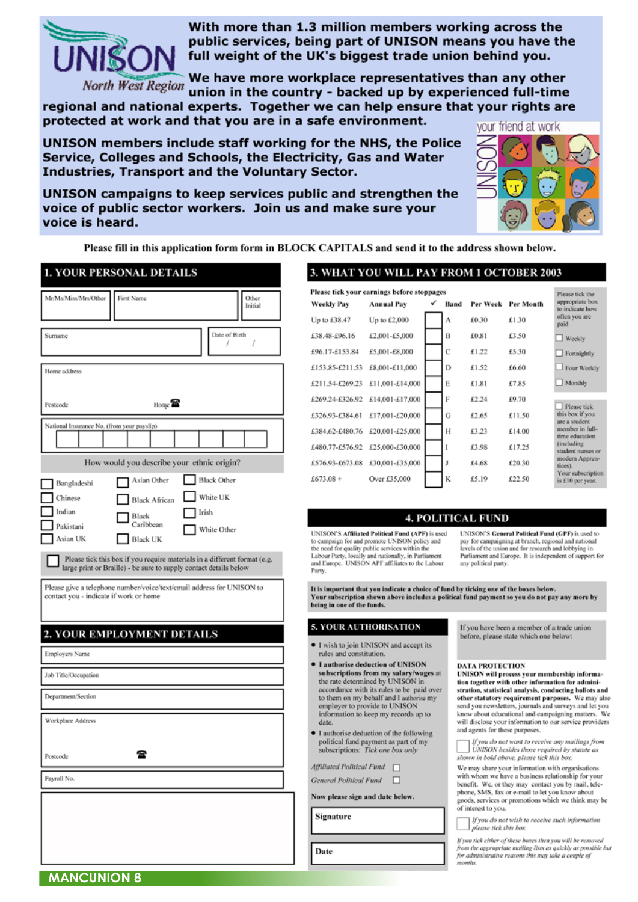UNISON North West Region

**With more than 1.3 million members working across the public services, being part of UNISON means you have the full weight of the UK's biggest trade union behind you.**

**We have more workplace representatives than any other union in the country - backed up by experienced full-time regional and national experts. Together we can help ensure that your rights are protected at work and that you are in a safe environment.**

**UNISON members include staff working for the NHS, the Police Service, Colleges and Schools, the Electricity, Gas and Water Industries, Transport and the Voluntary Sector.**

**UNISON campaigns to keep services public and strengthen the voice of public sector workers. Join us and make sure your voice is heard.**

your friend at work

UNISON

Please fill in this application form form in BLOCK CAPITALS and send it to the address shown below.

## 1. YOUR PERSONAL DETAILS

Mr/Ms/Miss/Mrs/Other | First Name | Other Initial

Surname | Date of Birth / /

Home address

Postcode | Home ☎

National Insurance No. (from your payslip)

How would you describe your ethnic origin?

- ☐ Bangladeshi
- ☐ Chinese
- ☐ Indian
- ☐ Pakistani
- ☐ Asian UK
- ☐ Asian Other
- ☐ Black African
- ☐ Black Caribbean
- ☐ Black UK
- ☐ Black Other
- ☐ White UK
- ☐ Irish
- ☐ White Other

☐ Please tick this box if you require materials in a different format (e.g. large print or Braille) - be sure to supply contact details below

Please give a telephone number/voice/text/email address for UNISON to contact you - indicate if work or home

## 2. YOUR EMPLOYMENT DETAILS

Employers Name

Job Title/Occupation

Department/Section

Workplace Address

Postcode | ☎

Payroll No.

## 3. WHAT YOU WILL PAY FROM 1 OCTOBER 2003

**Please tick your earnings before stoppages**

| Weekly Pay | Annual Pay | ✓ | Band | Per Week | Per Month |
|---|---|---|---|---|---|
| Up to £38.47 | Up to £2,000 | | A | £0.30 | £1.30 |
| £38.48-£96.16 | £2,001-£5,000 | | B | £0.81 | £3.50 |
| £96.17-£153.84 | £5,001-£8,000 | | C | £1.22 | £5.30 |
| £153.85-£211.53 | £8,001-£11,000 | | D | £1.52 | £6.60 |
| £211.54-£269.23 | £11,001-£14,000 | | E | £1.81 | £7.85 |
| £269.24-£326.92 | £14,001-£17,000 | | F | £2.24 | £9.70 |
| £326.93-£384.61 | £17,001-£20,000 | | G | £2.65 | £11.50 |
| £384.62-£480.76 | £20,001-£25,000 | | H | £3.23 | £14.00 |
| £480.77-£576.92 | £25,000-£30,000 | | I | £3.98 | £17.25 |
| £576.93-£673.08 | £30,001-£35,000 | | J | £4.68 | £20.30 |
| £673.08 + | Over £35,000 | | K | £5.19 | £22.50 |

Please tick the appropriate box to indicate how often you are paid

- ☐ Weekly
- ☐ Fortnightly
- ☐ Four Weekly
- ☐ Monthly

☐ Please tick this box if you are a student member in full-time education (including student nurses or modern Apprentices). Your subscription is £10 per year.

## 4. POLITICAL FUND

UNISON'S **Affiliated Political Fund (APF)** is used to campaign for and promote UNISON policy and the need for quality public services within the Labour Party, locally and nationally, in Parliament and Europe. UNISON APF affiliates to the Labour Party.

UNISON'S **General Political Fund (GPF)** is used to pay for campaigning at branch, regional and national levels of the union and for research and lobbying in Parliament and Europe. It is independent of support for any political party.

**It is important that you indicate a choice of fund by ticking one of the boxes below. Your subscription shown above includes a political fund payment so you do not pay any more by being in one of the funds.**

## 5. YOUR AUTHORISATION

- I wish to join UNISON and accept its rules and constitution.
- **I authorise deduction of UNISON subscriptions from my salary/wages** at the rate determined by UNISON in accordance with its rules to be paid over to them on my behalf and I authorise my employer to provide to UNISON information to keep my records up to date.
- I authorise deduction of the following political fund payment as part of my subscriptions: *Tick one box only*

*Affiliated Political Fund* ☐

*General Political Fund* ☐

**Now please sign and date below.**

**Signature**

**Date**

If you have been a member of a trade union before, please state which one below:

**DATA PROTECTION**

**UNISON will process your membership information together with other information for administration, statistical analysis, conducting ballots and other statutory requirement purposes.** We may also send you newsletters, journals and surveys and let you know about educational and campaigning matters. We will disclose your information to our service providers and agents for these purposes.

☐ *If you do not want to receive any mailings from UNISON besides those required by statute as shown in bold above, please tick this box.*

We may share your information with organisations with whom we have a business relationship for your benefit. We, or they may contact you by mail, telephone, SMS, fax or e-mail to let you know about goods, services or promotions which we think may be of interest to you.

☐ *If you do not wish to receive such information please tick this box.*

*If you tick either of these boxes then you will be removed from the appropriate mailing lists as quickly as possible but for administrative reasons this may take a couple of months.*